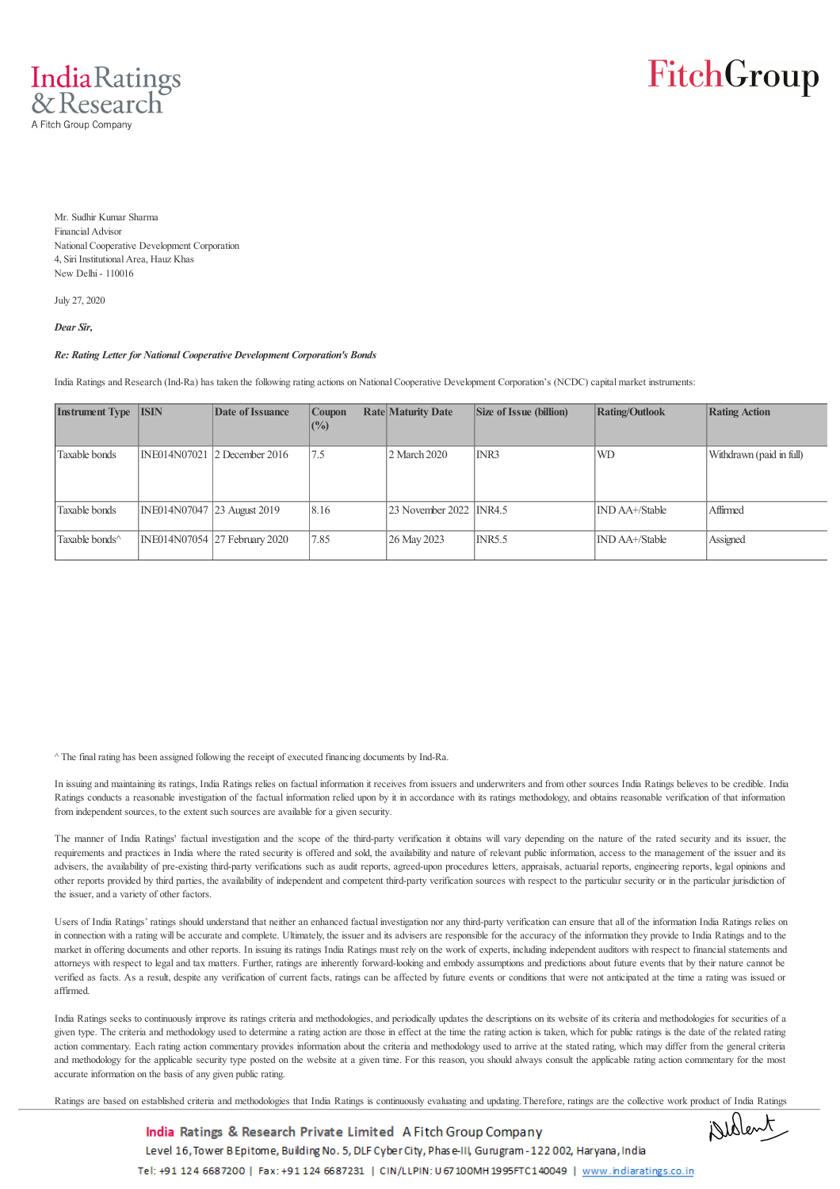Mr. Sudhir Kumar Sharma
Financial Advisor
National Cooperative Development Corporation
4, Siri Institutional Area, Hauz Khas
New Delhi - 110016

July 27, 2020

***Dear Sir,***

***Re: Rating Letter for National Cooperative Development Corporation's Bonds***

India Ratings and Research (Ind-Ra) has taken the following rating actions on National Cooperative Development Corporation's (NCDC) capital market instruments:

| Instrument Type | ISIN | Date of Issuance | Coupon Rate (%) | Maturity Date | Size of Issue (billion) | Rating/Outlook | Rating Action |
|---|---|---|---|---|---|---|---|
| Taxable bonds | INE014N07021 | 2 December 2016 | 7.5 | 2 March 2020 | INR3 | WD | Withdrawn (paid in full) |
| Taxable bonds | INE014N07047 | 23 August 2019 | 8.16 | 23 November 2022 | INR4.5 | IND AA+/Stable | Affirmed |
| Taxable bonds^ | INE014N07054 | 27 February 2020 | 7.85 | 26 May 2023 | INR5.5 | IND AA+/Stable | Assigned |

^ The final rating has been assigned following the receipt of executed financing documents by Ind-Ra.

In issuing and maintaining its ratings, India Ratings relies on factual information it receives from issuers and underwriters and from other sources India Ratings believes to be credible. India Ratings conducts a reasonable investigation of the factual information relied upon by it in accordance with its ratings methodology, and obtains reasonable verification of that information from independent sources, to the extent such sources are available for a given security.

The manner of India Ratings' factual investigation and the scope of the third-party verification it obtains will vary depending on the nature of the rated security and its issuer, the requirements and practices in India where the rated security is offered and sold, the availability and nature of relevant public information, access to the management of the issuer and its advisers, the availability of pre-existing third-party verifications such as audit reports, agreed-upon procedures letters, appraisals, actuarial reports, engineering reports, legal opinions and other reports provided by third parties, the availability of independent and competent third-party verification sources with respect to the particular security or in the particular jurisdiction of the issuer, and a variety of other factors.

Users of India Ratings' ratings should understand that neither an enhanced factual investigation nor any third-party verification can ensure that all of the information India Ratings relies on in connection with a rating will be accurate and complete. Ultimately, the issuer and its advisers are responsible for the accuracy of the information they provide to India Ratings and to the market in offering documents and other reports. In issuing its ratings India Ratings must rely on the work of experts, including independent auditors with respect to financial statements and attorneys with respect to legal and tax matters. Further, ratings are inherently forward-looking and embody assumptions and predictions about future events that by their nature cannot be verified as facts. As a result, despite any verification of current facts, ratings can be affected by future events or conditions that were not anticipated at the time a rating was issued or affirmed.

India Ratings seeks to continuously improve its ratings criteria and methodologies, and periodically updates the descriptions on its website of its criteria and methodologies for securities of a given type. The criteria and methodology used to determine a rating action are those in effect at the time the rating action is taken, which for public ratings is the date of the related rating action commentary. Each rating action commentary provides information about the criteria and methodology used to arrive at the stated rating, which may differ from the general criteria and methodology for the applicable security type posted on the website at a given time. For this reason, you should always consult the applicable rating action commentary for the most accurate information on the basis of any given public rating.

Ratings are based on established criteria and methodologies that India Ratings is continuously evaluating and updating. Therefore, ratings are the collective work product of India Ratings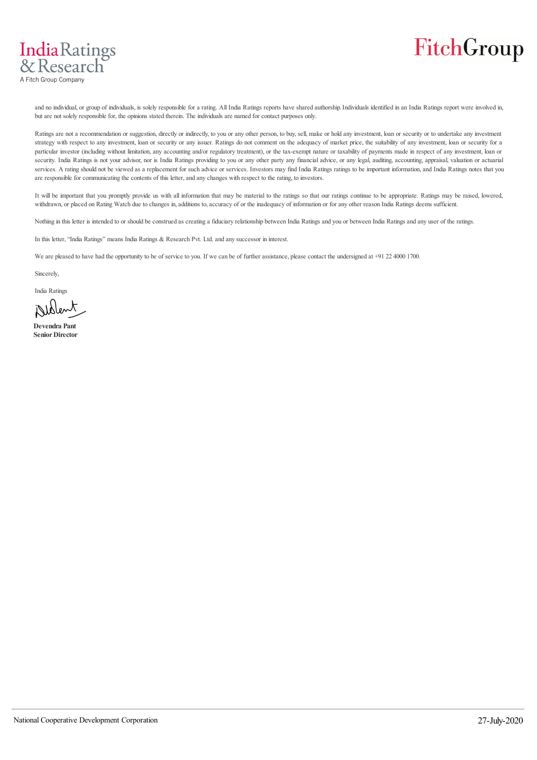and no individual, or group of individuals, is solely responsible for a rating. All India Ratings reports have shared authorship. Individuals identified in an India Ratings report were involved in, but are not solely responsible for, the opinions stated therein. The individuals are named for contact purposes only.

Ratings are not a recommendation or suggestion, directly or indirectly, to you or any other person, to buy, sell, make or hold any investment, loan or security or to undertake any investment strategy with respect to any investment, loan or security or any issuer. Ratings do not comment on the adequacy of market price, the suitability of any investment, loan or security for a particular investor (including without limitation, any accounting and/or regulatory treatment), or the tax-exempt nature or taxability of payments made in respect of any investment, loan or security. India Ratings is not your advisor, nor is India Ratings providing to you or any other party any financial advice, or any legal, auditing, accounting, appraisal, valuation or actuarial services. A rating should not be viewed as a replacement for such advice or services. Investors may find India Ratings ratings to be important information, and India Ratings notes that you are responsible for communicating the contents of this letter, and any changes with respect to the rating, to investors.

It will be important that you promptly provide us with all information that may be material to the ratings so that our ratings continue to be appropriate. Ratings may be raised, lowered, withdrawn, or placed on Rating Watch due to changes in, additions to, accuracy of or the inadequacy of information or for any other reason India Ratings deems sufficient.

Nothing in this letter is intended to or should be construed as creating a fiduciary relationship between India Ratings and you or between India Ratings and any user of the ratings.

In this letter, "India Ratings" means India Ratings & Research Pvt. Ltd. and any successor in interest.

We are pleased to have had the opportunity to be of service to you. If we can be of further assistance, please contact the undersigned at +91 22 4000 1700.

Sincerely,

India Ratings

**Devendra Pant**
**Senior Director**